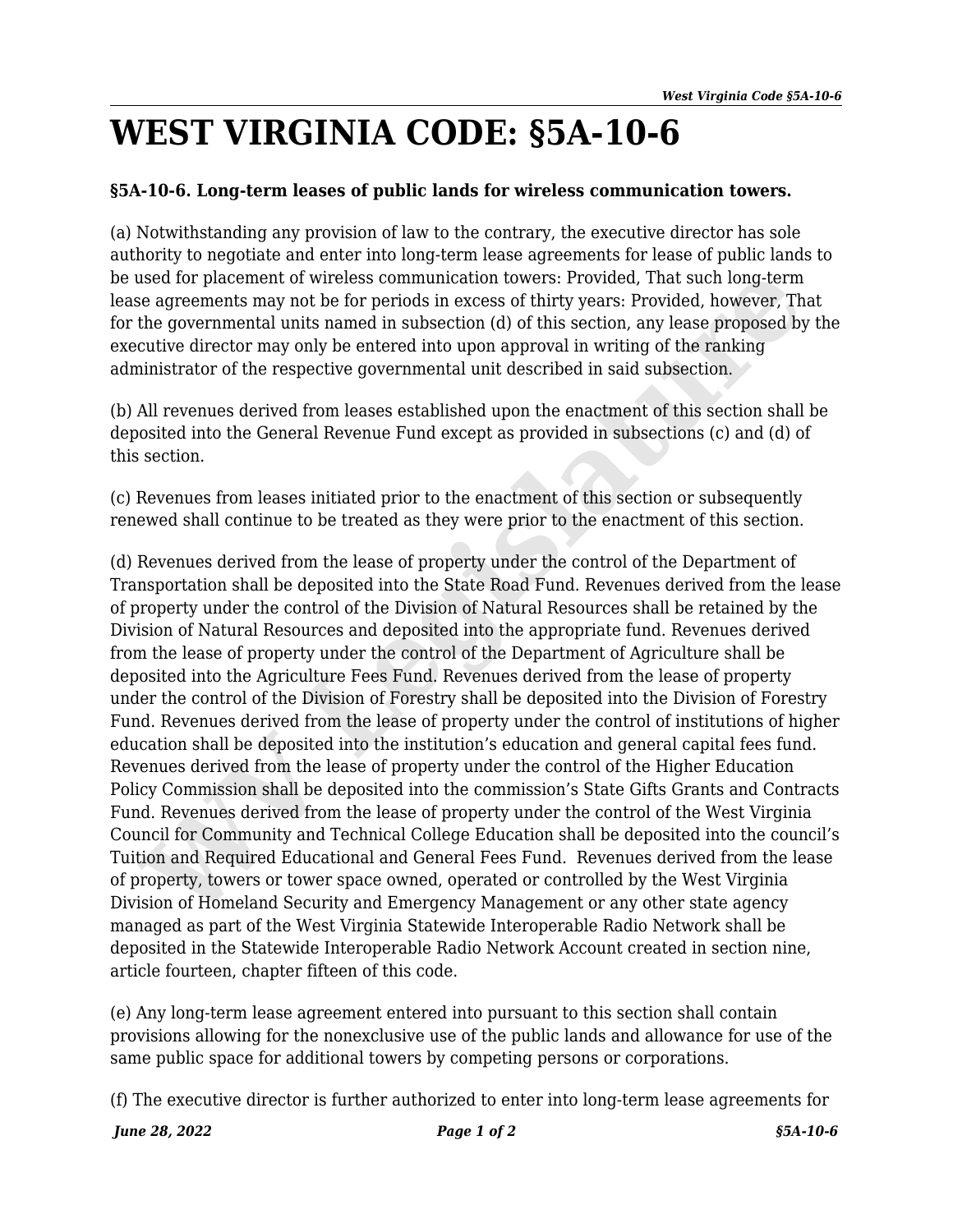# WEST VIRGINIA CODE: §5A-10-6

**§5A-10-6. Long-term leases of public lands for wireless communication towers.**

(a) Notwithstanding any provision of law to the contrary, the executive director has sole authority to negotiate and enter into long-term lease agreements for lease of public lands to be used for placement of wireless communication towers: Provided, That such long-term lease agreements may not be for periods in excess of thirty years: Provided, however, That for the governmental units named in subsection (d) of this section, any lease proposed by the executive director may only be entered into upon approval in writing of the ranking administrator of the respective governmental unit described in said subsection.

(b) All revenues derived from leases established upon the enactment of this section shall be deposited into the General Revenue Fund except as provided in subsections (c) and (d) of this section.

(c) Revenues from leases initiated prior to the enactment of this section or subsequently renewed shall continue to be treated as they were prior to the enactment of this section.

(d) Revenues derived from the lease of property under the control of the Department of Transportation shall be deposited into the State Road Fund. Revenues derived from the lease of property under the control of the Division of Natural Resources shall be retained by the Division of Natural Resources and deposited into the appropriate fund. Revenues derived from the lease of property under the control of the Department of Agriculture shall be deposited into the Agriculture Fees Fund. Revenues derived from the lease of property under the control of the Division of Forestry shall be deposited into the Division of Forestry Fund. Revenues derived from the lease of property under the control of institutions of higher education shall be deposited into the institution's education and general capital fees fund. Revenues derived from the lease of property under the control of the Higher Education Policy Commission shall be deposited into the commission's State Gifts Grants and Contracts Fund. Revenues derived from the lease of property under the control of the West Virginia Council for Community and Technical College Education shall be deposited into the council's Tuition and Required Educational and General Fees Fund. Revenues derived from the lease of property, towers or tower space owned, operated or controlled by the West Virginia Division of Homeland Security and Emergency Management or any other state agency managed as part of the West Virginia Statewide Interoperable Radio Network shall be deposited in the Statewide Interoperable Radio Network Account created in section nine, article fourteen, chapter fifteen of this code.

(e) Any long-term lease agreement entered into pursuant to this section shall contain provisions allowing for the nonexclusive use of the public lands and allowance for use of the same public space for additional towers by competing persons or corporations.

(f) The executive director is further authorized to enter into long-term lease agreements for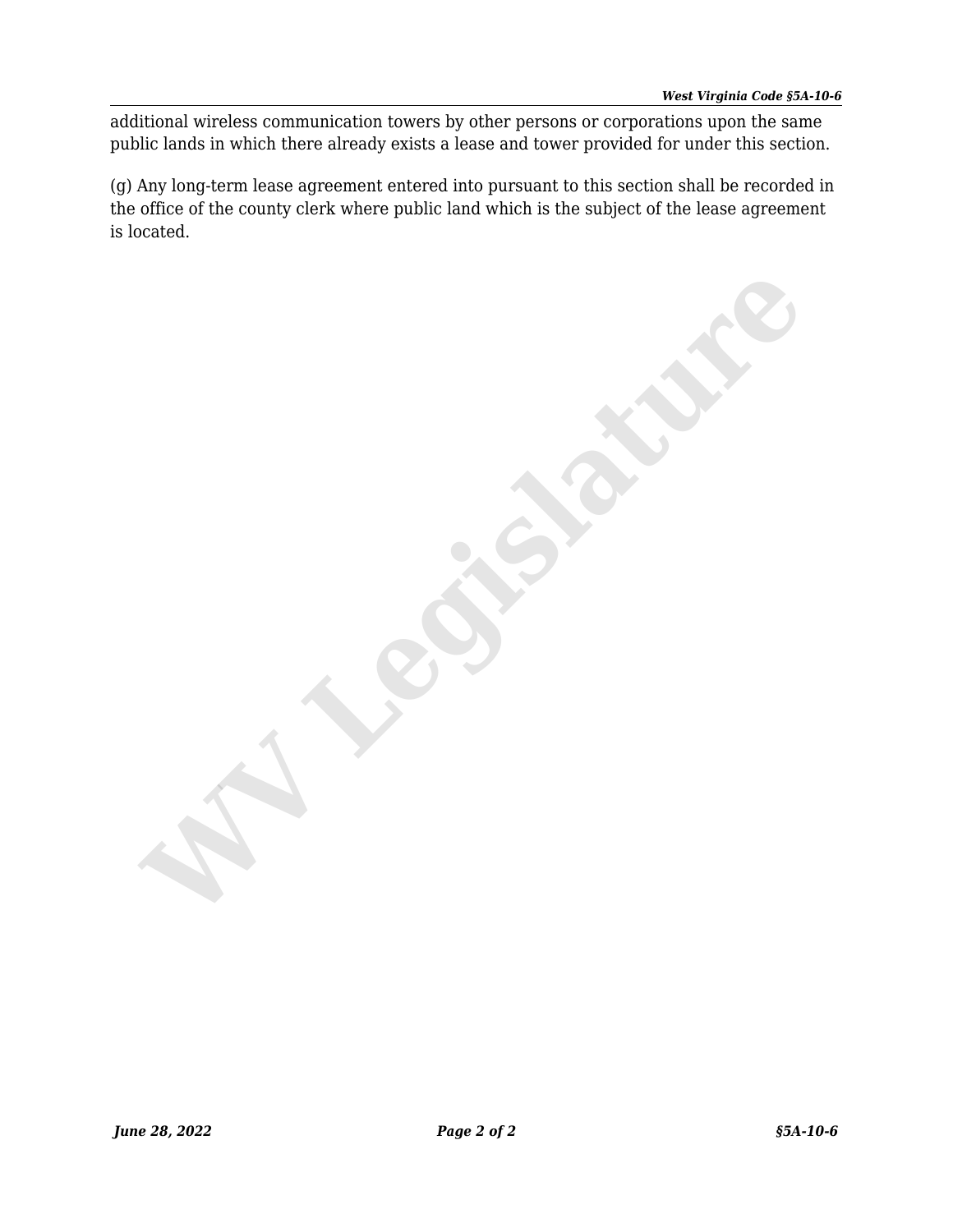additional wireless communication towers by other persons or corporations upon the same public lands in which there already exists a lease and tower provided for under this section.

(g) Any long-term lease agreement entered into pursuant to this section shall be recorded in the office of the county clerk where public land which is the subject of the lease agreement is located.